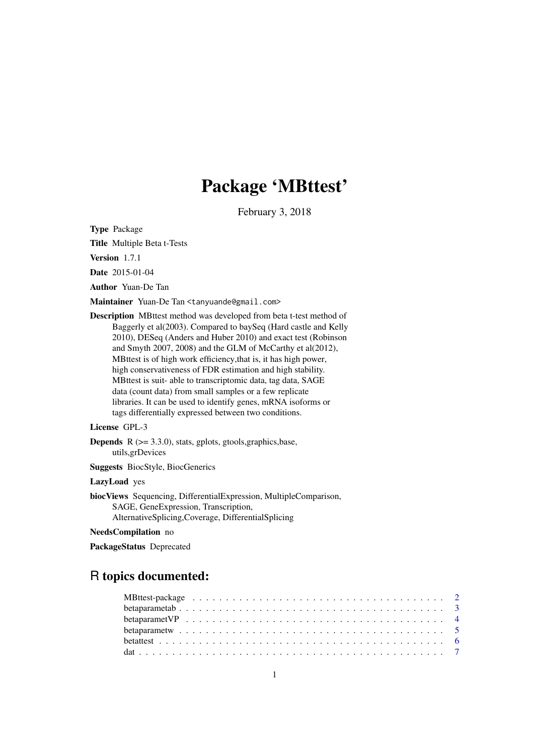# Package 'MBttest'

February 3, 2018

**Type** Package

**Title** Multiple Beta t-Tests

**Version** 1.7.1

**Date** 2015-01-04

**Author** Yuan-De Tan

**Maintainer** Yuan-De Tan <tanyuande@gmail.com>

**Description** MBttest method was developed from beta t-test method of Baggerly et al(2003). Compared to baySeq (Hard castle and Kelly 2010), DESeq (Anders and Huber 2010) and exact test (Robinson and Smyth 2007, 2008) and the GLM of McCarthy et al(2012), MBttest is of high work efficiency,that is, it has high power, high conservativeness of FDR estimation and high stability. MBttest is suit- able to transcriptomic data, tag data, SAGE data (count data) from small samples or a few replicate libraries. It can be used to identify genes, mRNA isoforms or tags differentially expressed between two conditions.

**License** GPL-3

**Depends** R (>= 3.3.0), stats, gplots, gtools,graphics,base, utils,grDevices

**Suggests** BiocStyle, BiocGenerics

**LazyLoad** yes

**biocViews** Sequencing, DifferentialExpression, MultipleComparison, SAGE, GeneExpression, Transcription, AlternativeSplicing,Coverage, DifferentialSplicing

**NeedsCompilation** no

**PackageStatus** Deprecated

## R topics documented:

| | |
|---|---|
| MBttest-package | 2 |
| betaparametab | 3 |
| betaparametVP | 4 |
| betaparametw | 5 |
| betattest | 6 |
| dat | 7 |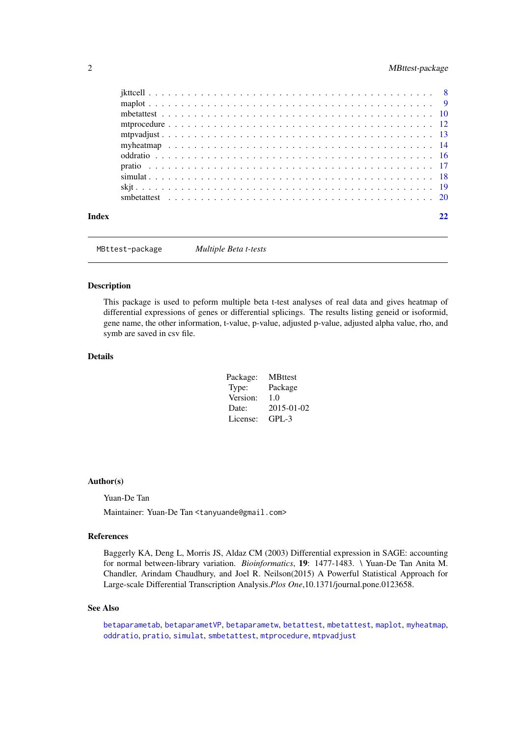jkttcell . . . . . . . . . . . . . . . . . . . . . . . . . . . . . . . . . . . . . . . . 8
maplot . . . . . . . . . . . . . . . . . . . . . . . . . . . . . . . . . . . . . . . . 9
mbetattest . . . . . . . . . . . . . . . . . . . . . . . . . . . . . . . . . . . . . . . 10
mtprocedure . . . . . . . . . . . . . . . . . . . . . . . . . . . . . . . . . . . . . . 12
mtpvadjust . . . . . . . . . . . . . . . . . . . . . . . . . . . . . . . . . . . . . . . 13
myheatmap . . . . . . . . . . . . . . . . . . . . . . . . . . . . . . . . . . . . . . . 14
oddratio . . . . . . . . . . . . . . . . . . . . . . . . . . . . . . . . . . . . . . . . 16
pratio . . . . . . . . . . . . . . . . . . . . . . . . . . . . . . . . . . . . . . . . . 17
simulat . . . . . . . . . . . . . . . . . . . . . . . . . . . . . . . . . . . . . . . . 18
skjt . . . . . . . . . . . . . . . . . . . . . . . . . . . . . . . . . . . . . . . . . . 19
smbetattest . . . . . . . . . . . . . . . . . . . . . . . . . . . . . . . . . . . . . . 20

**Index** **22**

---

`MBttest-package` *Multiple Beta t-tests*

---

### Description

This package is used to peform multiple beta t-test analyses of real data and gives heatmap of differential expressions of genes or differential splicings. The results listing geneid or isoformid, gene name, the other information, t-value, p-value, adjusted p-value, adjusted alpha value, rho, and symb are saved in csv file.

### Details

| | |
|---|---|
| Package: | MBttest |
| Type: | Package |
| Version: | 1.0 |
| Date: | 2015-01-02 |
| License: | GPL-3 |

### Author(s)

Yuan-De Tan

Maintainer: Yuan-De Tan <tanyuande@gmail.com>

### References

Baggerly KA, Deng L, Morris JS, Aldaz CM (2003) Differential expression in SAGE: accounting for normal between-library variation. *Bioinformatics*, **19**: 1477-1483. \ Yuan-De Tan Anita M. Chandler, Arindam Chaudhury, and Joel R. Neilson(2015) A Powerful Statistical Approach for Large-scale Differential Transcription Analysis.*Plos One*,10.1371/journal.pone.0123658.

### See Also

`betaparametab`, `betaparametVP`, `betaparametw`, `betattest`, `mbetattest`, `maplot`, `myheatmap`, `oddratio`, `pratio`, `simulat`, `smbetattest`, `mtprocedure`, `mtpvadjust`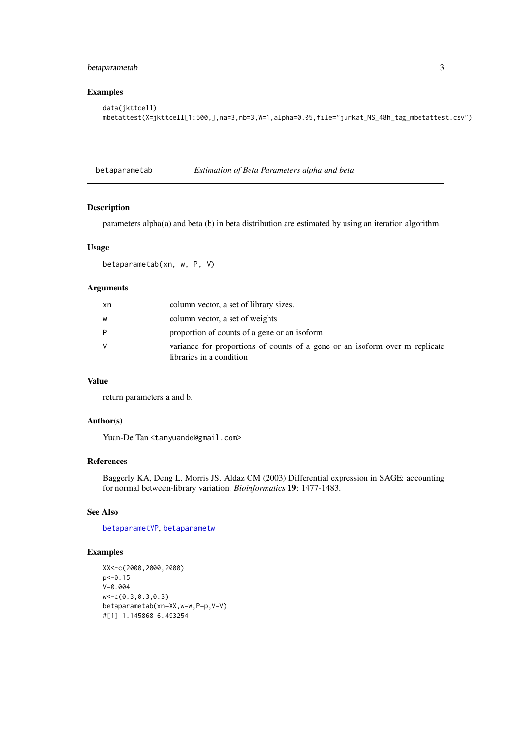### Examples

```
data(jkttcell)
mbetattest(X=jkttcell[1:500,],na=3,nb=3,W=1,alpha=0.05,file="jurkat_NS_48h_tag_mbetattest.csv")
```

---

## betaparametab — *Estimation of Beta Parameters alpha and beta*

### Description

parameters alpha(a) and beta (b) in beta distribution are estimated by using an iteration algorithm.

### Usage

```
betaparametab(xn, w, P, V)
```

### Arguments

| | |
|---|---|
| xn | column vector, a set of library sizes. |
| w | column vector, a set of weights |
| P | proportion of counts of a gene or an isoform |
| V | variance for proportions of counts of a gene or an isoform over m replicate libraries in a condition |

### Value

return parameters a and b.

### Author(s)

Yuan-De Tan <tanyuande@gmail.com>

### References

Baggerly KA, Deng L, Morris JS, Aldaz CM (2003) Differential expression in SAGE: accounting for normal between-library variation. *Bioinformatics* **19**: 1477-1483.

### See Also

betaparametVP, betaparametw

### Examples

```
XX<-c(2000,2000,2000)
p<-0.15
V=0.004
w<-c(0.3,0.3,0.3)
betaparametab(xn=XX,w=w,P=p,V=V)
#[1] 1.145868 6.493254
```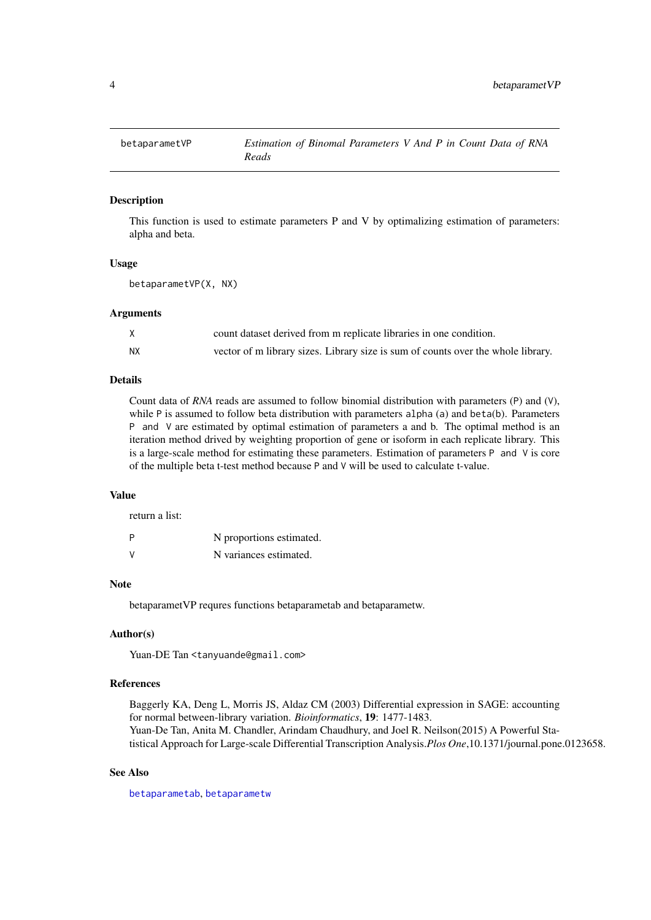# betaparametVP — *Estimation of Binomal Parameters V And P in Count Data of RNA Reads*

## Description

This function is used to estimate parameters P and V by optimalizing estimation of parameters: alpha and beta.

## Usage

```
betaparametVP(X, NX)
```

## Arguments

| | |
|---|---|
| X | count dataset derived from m replicate libraries in one condition. |
| NX | vector of m library sizes. Library size is sum of counts over the whole library. |

## Details

Count data of *RNA* reads are assumed to follow binomial distribution with parameters (`P`) and (`V`), while `P` is assumed to follow beta distribution with parameters `alpha` (`a`) and `beta`(`b`). Parameters `P` and `V` are estimated by optimal estimation of parameters a and b. The optimal method is an iteration method drived by weighting proportion of gene or isoform in each replicate library. This is a large-scale method for estimating these parameters. Estimation of parameters `P` and `V` is core of the multiple beta t-test method because `P` and `V` will be used to calculate t-value.

## Value

return a list:

| | |
|---|---|
| P | N proportions estimated. |
| V | N variances estimated. |

## Note

betaparametVP requres functions betaparametab and betaparametw.

## Author(s)

Yuan-DE Tan <tanyuande@gmail.com>

## References

Baggerly KA, Deng L, Morris JS, Aldaz CM (2003) Differential expression in SAGE: accounting for normal between-library variation. *Bioinformatics*, **19**: 1477-1483.
Yuan-De Tan, Anita M. Chandler, Arindam Chaudhury, and Joel R. Neilson(2015) A Powerful Statistical Approach for Large-scale Differential Transcription Analysis.*Plos One*,10.1371/journal.pone.0123658.

## See Also

betaparametab, betaparametw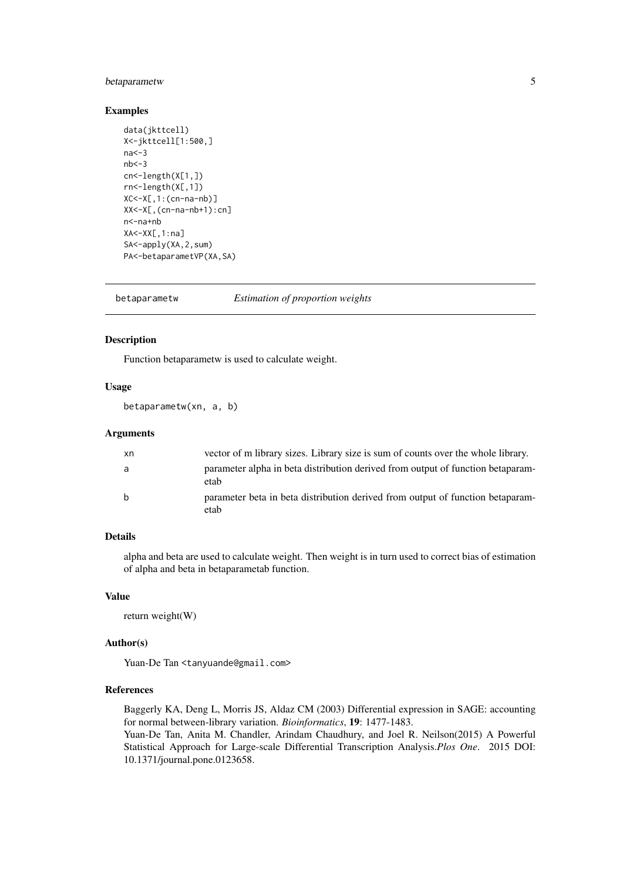## Examples

```
data(jkttcell)
X<-jkttcell[1:500,]
na<-3
nb<-3
cn<-length(X[1,])
rn<-length(X[,1])
XC<-X[,1:(cn-na-nb)]
XX<-X[,(cn-na-nb+1):cn]
n<-na+nb
XA<-XX[,1:na]
SA<-apply(XA,2,sum)
PA<-betaparametVP(XA,SA)
```

# betaparametw — *Estimation of proportion weights*

## Description

Function betaparametw is used to calculate weight.

## Usage

```
betaparametw(xn, a, b)
```

## Arguments

| | |
|---|---|
| xn | vector of m library sizes. Library size is sum of counts over the whole library. |
| a | parameter alpha in beta distribution derived from output of function betaparametab |
| b | parameter beta in beta distribution derived from output of function betaparametab |

## Details

alpha and beta are used to calculate weight. Then weight is in turn used to correct bias of estimation of alpha and beta in betaparametab function.

## Value

return weight(W)

## Author(s)

Yuan-De Tan <tanyuande@gmail.com>

## References

Baggerly KA, Deng L, Morris JS, Aldaz CM (2003) Differential expression in SAGE: accounting for normal between-library variation. *Bioinformatics*, **19**: 1477-1483.
Yuan-De Tan, Anita M. Chandler, Arindam Chaudhury, and Joel R. Neilson(2015) A Powerful Statistical Approach for Large-scale Differential Transcription Analysis.*Plos One*. 2015 DOI: 10.1371/journal.pone.0123658.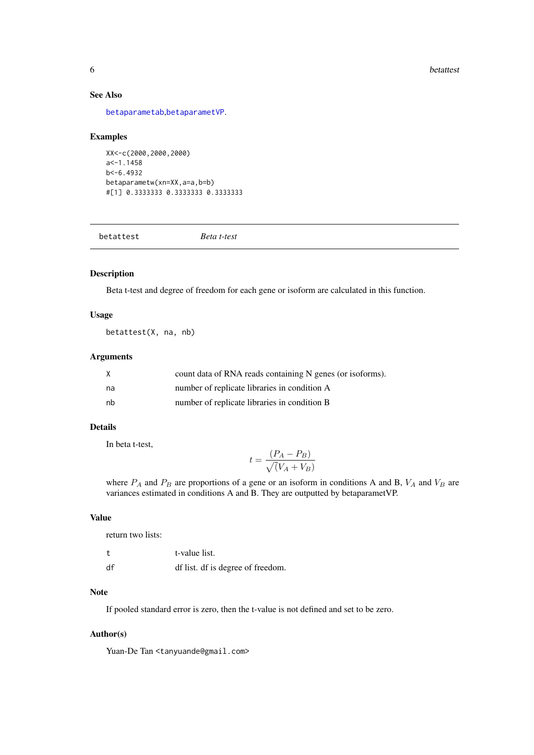### See Also

betaparametab, betaparametVP.

### Examples

```
XX<-c(2000,2000,2000)
a<-1.1458
b<-6.4932
betaparametw(xn=XX,a=a,b=b)
#[1] 0.3333333 0.3333333 0.3333333
```

---

## betattest *Beta t-test*

---

### Description

Beta t-test and degree of freedom for each gene or isoform are calculated in this function.

### Usage

```
betattest(X, na, nb)
```

### Arguments

| | |
|---|---|
| X | count data of RNA reads containing N genes (or isoforms). |
| na | number of replicate libraries in condition A |
| nb | number of replicate libraries in condition B |

### Details

In beta t-test,

$$t = \frac{(P_A - P_B)}{\sqrt(V_A + V_B)}$$

where $P_A$ and $P_B$ are proportions of a gene or an isoform in conditions A and B, $V_A$ and $V_B$ are variances estimated in conditions A and B. They are outputted by betaparametVP.

### Value

return two lists:

| | |
|---|---|
| t | t-value list. |
| df | df list. df is degree of freedom. |

### Note

If pooled standard error is zero, then the t-value is not defined and set to be zero.

### Author(s)

Yuan-De Tan <tanyuande@gmail.com>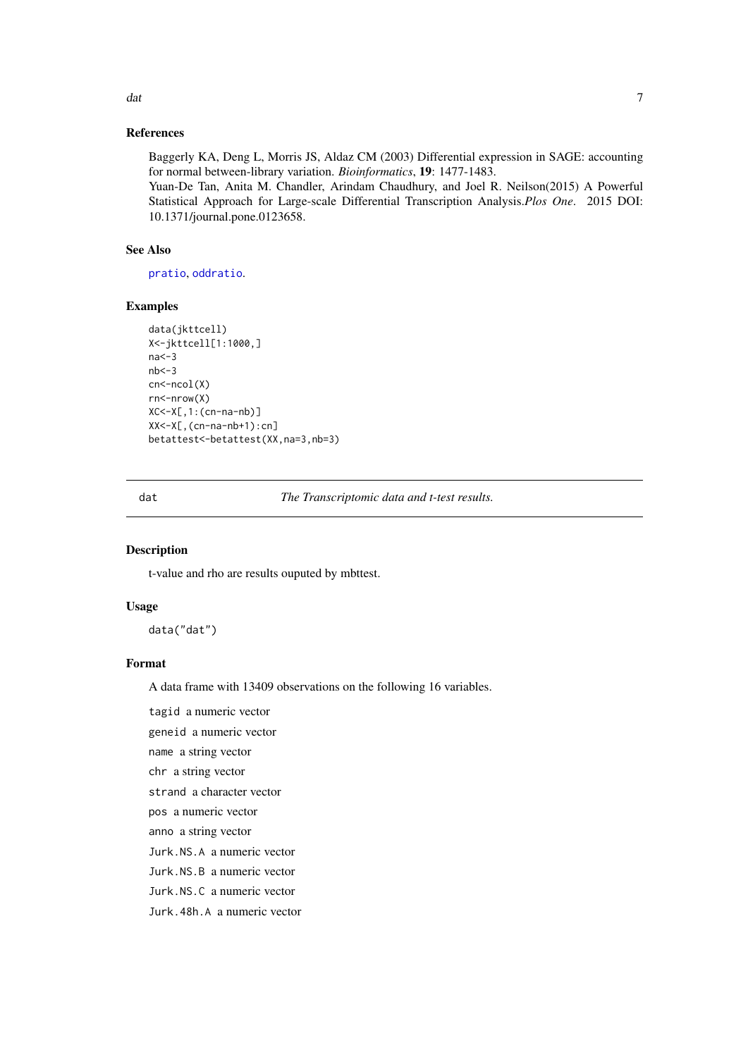### References

Baggerly KA, Deng L, Morris JS, Aldaz CM (2003) Differential expression in SAGE: accounting for normal between-library variation. *Bioinformatics*, **19**: 1477-1483.
Yuan-De Tan, Anita M. Chandler, Arindam Chaudhury, and Joel R. Neilson(2015) A Powerful Statistical Approach for Large-scale Differential Transcription Analysis.*Plos One*. 2015 DOI: 10.1371/journal.pone.0123658.

### See Also

pratio, oddratio.

### Examples

```
data(jkttcell)
X<-jkttcell[1:1000,]
na<-3
nb<-3
cn<-ncol(X)
rn<-nrow(X)
XC<-X[,1:(cn-na-nb)]
XX<-X[,(cn-na-nb+1):cn]
betattest<-betattest(XX,na=3,nb=3)
```

---

## dat *The Transcriptomic data and t-test results.*

### Description

t-value and rho are results ouputed by mbttest.

### Usage

```
data("dat")
```

### Format

A data frame with 13409 observations on the following 16 variables.

- `tagid` a numeric vector
- `geneid` a numeric vector
- `name` a string vector
- `chr` a string vector
- `strand` a character vector
- `pos` a numeric vector
- `anno` a string vector
- `Jurk.NS.A` a numeric vector
- `Jurk.NS.B` a numeric vector
- `Jurk.NS.C` a numeric vector
- `Jurk.48h.A` a numeric vector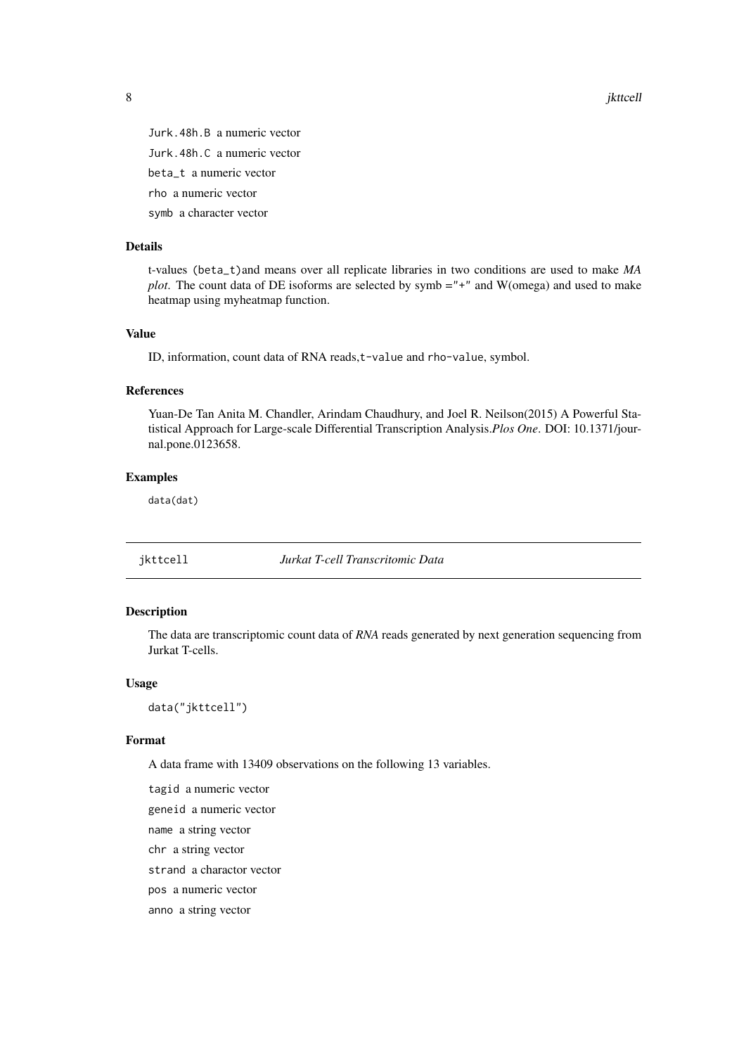`Jurk.48h.B` a numeric vector

`Jurk.48h.C` a numeric vector

`beta_t` a numeric vector

`rho` a numeric vector

`symb` a character vector

### Details

t-values (`beta_t`)and means over all replicate libraries in two conditions are used to make *MA plot*. The count data of DE isoforms are selected by symb ="+" and W(omega) and used to make heatmap using myheatmap function.

### Value

ID, information, count data of RNA reads,`t-value` and `rho-value`, symbol.

### References

Yuan-De Tan Anita M. Chandler, Arindam Chaudhury, and Joel R. Neilson(2015) A Powerful Statistical Approach for Large-scale Differential Transcription Analysis.*Plos One*. DOI: 10.1371/journal.pone.0123658.

### Examples

```
data(dat)
```

---

## `jkttcell` *Jurkat T-cell Transcritomic Data*

---

### Description

The data are transcriptomic count data of *RNA* reads generated by next generation sequencing from Jurkat T-cells.

### Usage

```
data("jkttcell")
```

### Format

A data frame with 13409 observations on the following 13 variables.

`tagid` a numeric vector

`geneid` a numeric vector

`name` a string vector

`chr` a string vector

`strand` a charactor vector

`pos` a numeric vector

`anno` a string vector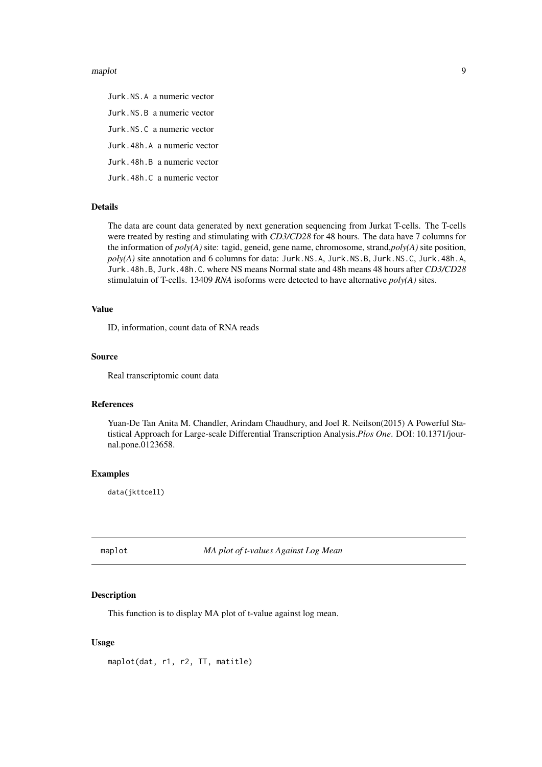`Jurk.NS.A` a numeric vector

`Jurk.NS.B` a numeric vector

`Jurk.NS.C` a numeric vector

`Jurk.48h.A` a numeric vector

`Jurk.48h.B` a numeric vector

`Jurk.48h.C` a numeric vector

### Details

The data are count data generated by next generation sequencing from Jurkat T-cells. The T-cells were treated by resting and stimulating with *CD3/CD28* for 48 hours. The data have 7 columns for the information of *poly(A)* site: tagid, geneid, gene name, chromosome, strand,*poly(A)* site position, *poly(A)* site annotation and 6 columns for data: `Jurk.NS.A`, `Jurk.NS.B`, `Jurk.NS.C`, `Jurk.48h.A`, `Jurk.48h.B`, `Jurk.48h.C`. where NS means Normal state and 48h means 48 hours after *CD3/CD28* stimulatuin of T-cells. 13409 *RNA* isoforms were detected to have alternative *poly(A)* sites.

### Value

ID, information, count data of RNA reads

### Source

Real transcriptomic count data

### References

Yuan-De Tan Anita M. Chandler, Arindam Chaudhury, and Joel R. Neilson(2015) A Powerful Statistical Approach for Large-scale Differential Transcription Analysis.*Plos One*. DOI: 10.1371/journal.pone.0123658.

### Examples

```
data(jkttcell)
```

---

## maplot — *MA plot of t-values Against Log Mean*

### Description

This function is to display MA plot of t-value against log mean.

### Usage

```
maplot(dat, r1, r2, TT, matitle)
```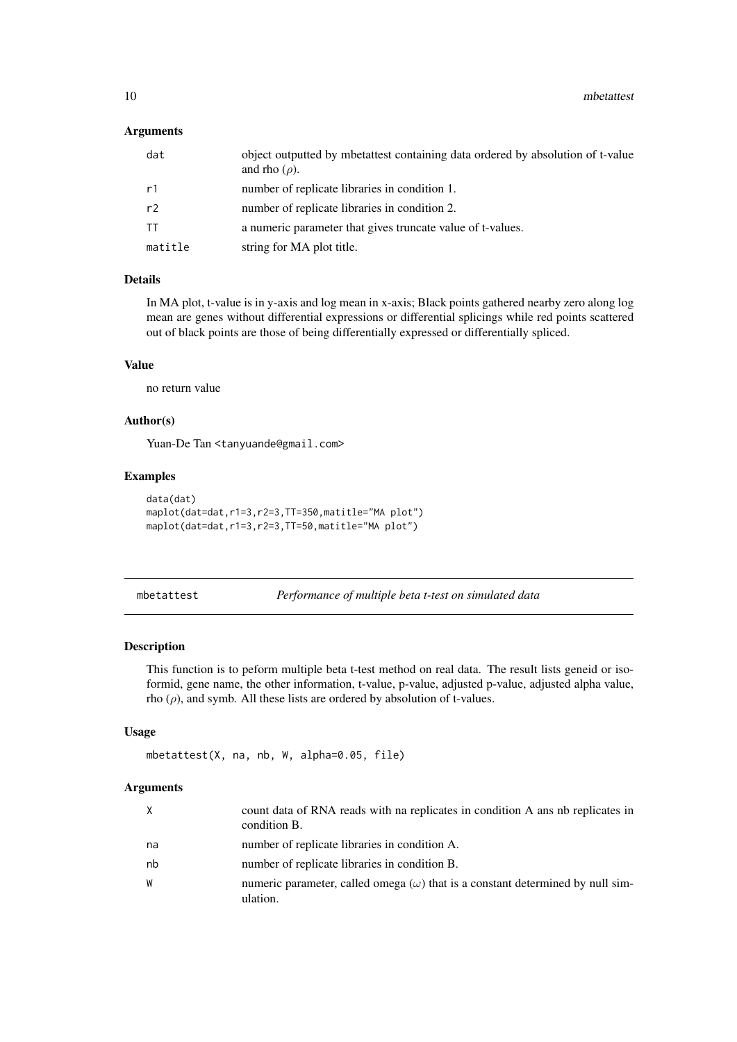### Arguments

| | |
|---|---|
| dat | object outputted by mbetattest containing data ordered by absolution of t-value and rho ($\rho$). |
| r1 | number of replicate libraries in condition 1. |
| r2 | number of replicate libraries in condition 2. |
| TT | a numeric parameter that gives truncate value of t-values. |
| matitle | string for MA plot title. |

### Details

In MA plot, t-value is in y-axis and log mean in x-axis; Black points gathered nearby zero along log mean are genes without differential expressions or differential splicings while red points scattered out of black points are those of being differentially expressed or differentially spliced.

### Value

no return value

### Author(s)

Yuan-De Tan <tanyuande@gmail.com>

### Examples

```
data(dat)
maplot(dat=dat,r1=3,r2=3,TT=350,matitle="MA plot")
maplot(dat=dat,r1=3,r2=3,TT=50,matitle="MA plot")
```

---

## mbetattest — *Performance of multiple beta t-test on simulated data*

### Description

This function is to peform multiple beta t-test method on real data. The result lists geneid or isoformid, gene name, the other information, t-value, p-value, adjusted p-value, adjusted alpha value, rho ($\rho$), and symb. All these lists are ordered by absolution of t-values.

### Usage

```
mbetattest(X, na, nb, W, alpha=0.05, file)
```

### Arguments

| | |
|---|---|
| X | count data of RNA reads with na replicates in condition A ans nb replicates in condition B. |
| na | number of replicate libraries in condition A. |
| nb | number of replicate libraries in condition B. |
| W | numeric parameter, called omega ($\omega$) that is a constant determined by null simulation. |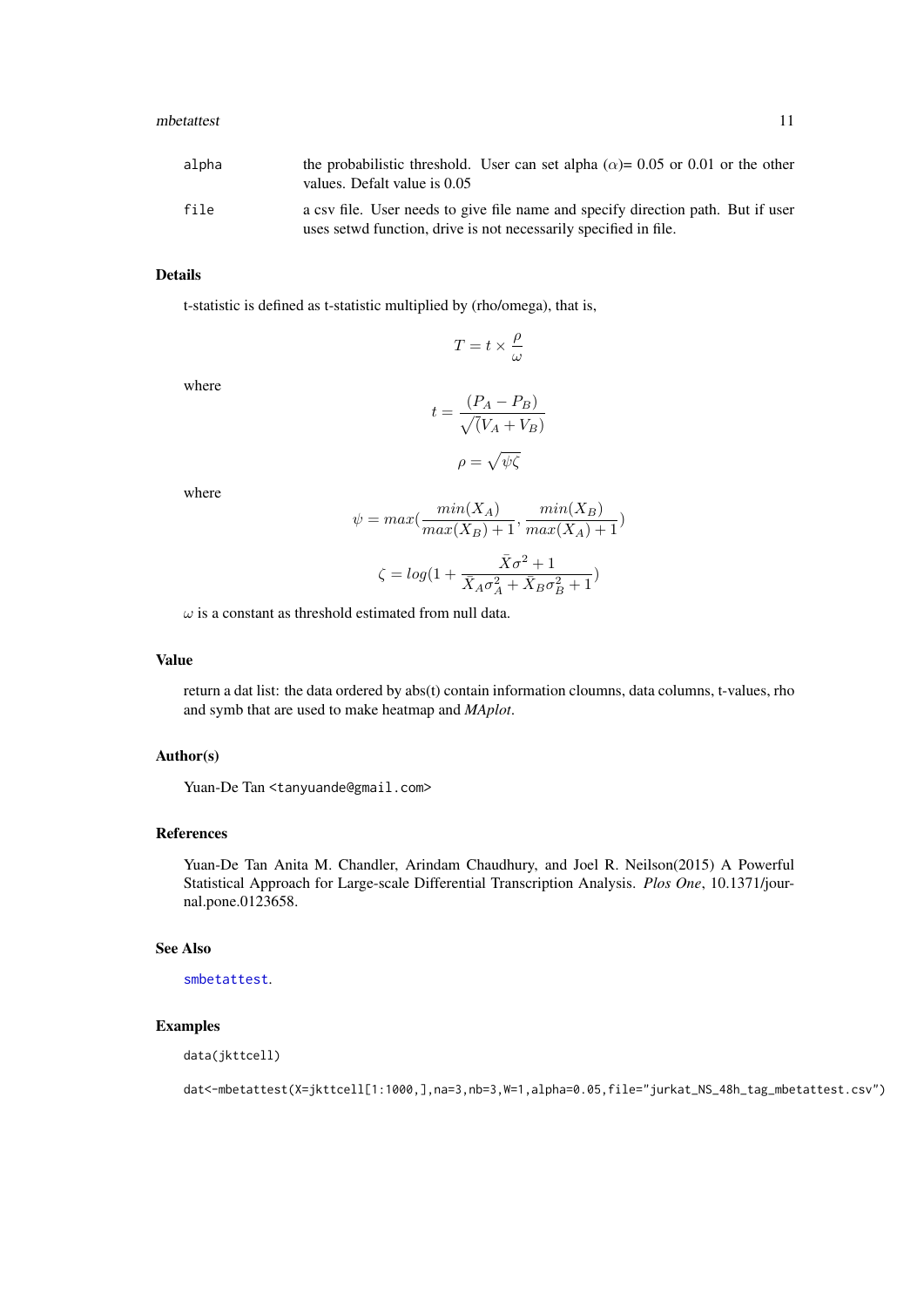| | |
|---|---|
| alpha | the probabilistic threshold. User can set alpha ($\alpha$)= 0.05 or 0.01 or the other values. Defalt value is 0.05 |
| file | a csv file. User needs to give file name and specify direction path. But if user uses setwd function, drive is not necessarily specified in file. |

## Details

t-statistic is defined as t-statistic multiplied by (rho/omega), that is,

$$T = t \times \frac{\rho}{\omega}$$

where

$$t = \frac{(P_A - P_B)}{\sqrt{(}V_A + V_B)}$$

$$\rho = \sqrt{\psi\zeta}$$

where

$$\psi = max(\frac{min(X_A)}{max(X_B) + 1}, \frac{min(X_B)}{max(X_A) + 1})$$

$$\zeta = log(1 + \frac{\bar{X}\sigma^2 + 1}{\bar{X}_A\sigma_A^2 + \bar{X}_B\sigma_B^2 + 1})$$

$\omega$ is a constant as threshold estimated from null data.

## Value

return a dat list: the data ordered by abs(t) contain information cloumns, data columns, t-values, rho and symb that are used to make heatmap and *MAplot*.

## Author(s)

Yuan-De Tan <tanyuande@gmail.com>

## References

Yuan-De Tan Anita M. Chandler, Arindam Chaudhury, and Joel R. Neilson(2015) A Powerful Statistical Approach for Large-scale Differential Transcription Analysis. *Plos One*, 10.1371/journal.pone.0123658.

## See Also

smbetattest.

## Examples

```
data(jkttcell)

dat<-mbetattest(X=jkttcell[1:1000,],na=3,nb=3,W=1,alpha=0.05,file="jurkat_NS_48h_tag_mbetattest.csv")
```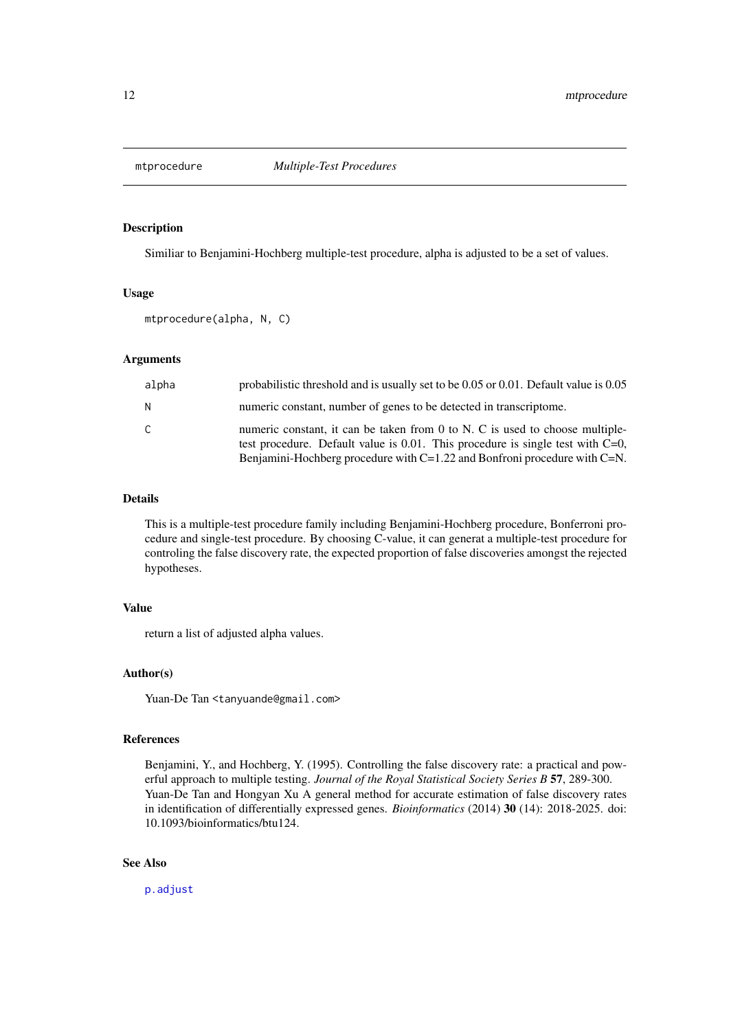# mtprocedure — *Multiple-Test Procedures*

## Description

Similiar to Benjamini-Hochberg multiple-test procedure, alpha is adjusted to be a set of values.

## Usage

```
mtprocedure(alpha, N, C)
```

## Arguments

| | |
|---|---|
| `alpha` | probabilistic threshold and is usually set to be 0.05 or 0.01. Default value is 0.05 |
| `N` | numeric constant, number of genes to be detected in transcriptome. |
| `C` | numeric constant, it can be taken from 0 to N. C is used to choose multiple-test procedure. Default value is 0.01. This procedure is single test with C=0, Benjamini-Hochberg procedure with C=1.22 and Bonfroni procedure with C=N. |

## Details

This is a multiple-test procedure family including Benjamini-Hochberg procedure, Bonferroni procedure and single-test procedure. By choosing C-value, it can generat a multiple-test procedure for controling the false discovery rate, the expected proportion of false discoveries amongst the rejected hypotheses.

## Value

return a list of adjusted alpha values.

## Author(s)

Yuan-De Tan <`tanyuande@gmail.com`>

## References

Benjamini, Y., and Hochberg, Y. (1995). Controlling the false discovery rate: a practical and powerful approach to multiple testing. *Journal of the Royal Statistical Society Series B* **57**, 289-300.
Yuan-De Tan and Hongyan Xu A general method for accurate estimation of false discovery rates in identification of differentially expressed genes. *Bioinformatics* (2014) **30** (14): 2018-2025. doi: 10.1093/bioinformatics/btu124.

## See Also

`p.adjust`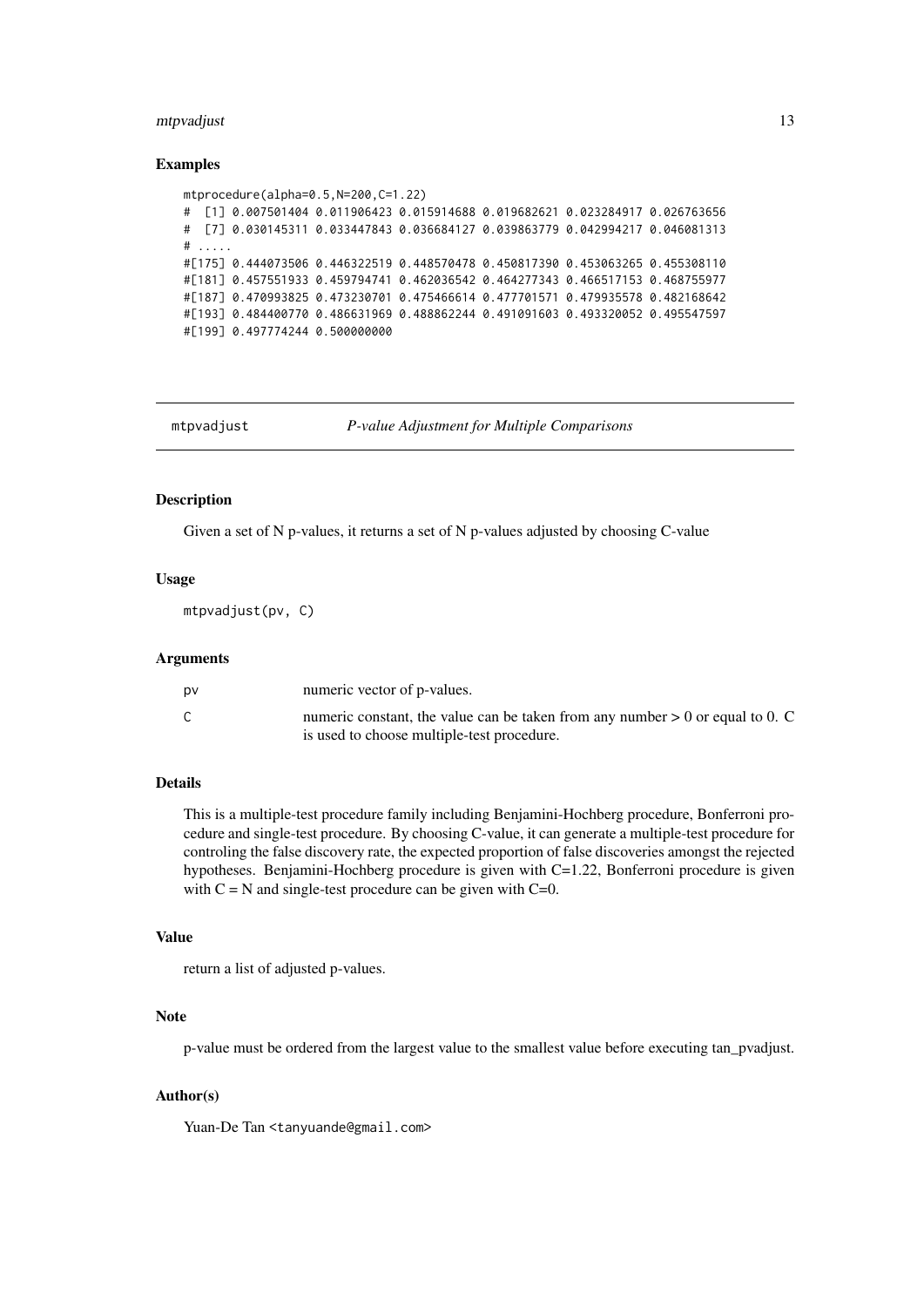### Examples

```
mtprocedure(alpha=0.5,N=200,C=1.22)
#  [1] 0.007501404 0.011906423 0.015914688 0.019682621 0.023284917 0.026763656
#  [7] 0.030145311 0.033447843 0.036684127 0.039863779 0.042994217 0.046081313
# .....
#[175] 0.444073506 0.446322519 0.448570478 0.450817390 0.453063265 0.455308110
#[181] 0.457551933 0.459794741 0.462036542 0.464277343 0.466517153 0.468755977
#[187] 0.470993825 0.473230701 0.475466614 0.477701571 0.479935578 0.482168642
#[193] 0.484400770 0.486631969 0.488862244 0.491091603 0.493320052 0.495547597
#[199] 0.497774244 0.500000000
```

---

## mtpvadjust — *P-value Adjustment for Multiple Comparisons*

---

### Description

Given a set of N p-values, it returns a set of N p-values adjusted by choosing C-value

### Usage

```
mtpvadjust(pv, C)
```

### Arguments

| | |
|---|---|
| pv | numeric vector of p-values. |
| C | numeric constant, the value can be taken from any number > 0 or equal to 0. C is used to choose multiple-test procedure. |

### Details

This is a multiple-test procedure family including Benjamini-Hochberg procedure, Bonferroni procedure and single-test procedure. By choosing C-value, it can generate a multiple-test procedure for controling the false discovery rate, the expected proportion of false discoveries amongst the rejected hypotheses. Benjamini-Hochberg procedure is given with C=1.22, Bonferroni procedure is given with C = N and single-test procedure can be given with C=0.

### Value

return a list of adjusted p-values.

### Note

p-value must be ordered from the largest value to the smallest value before executing tan_pvadjust.

### Author(s)

Yuan-De Tan <tanyuande@gmail.com>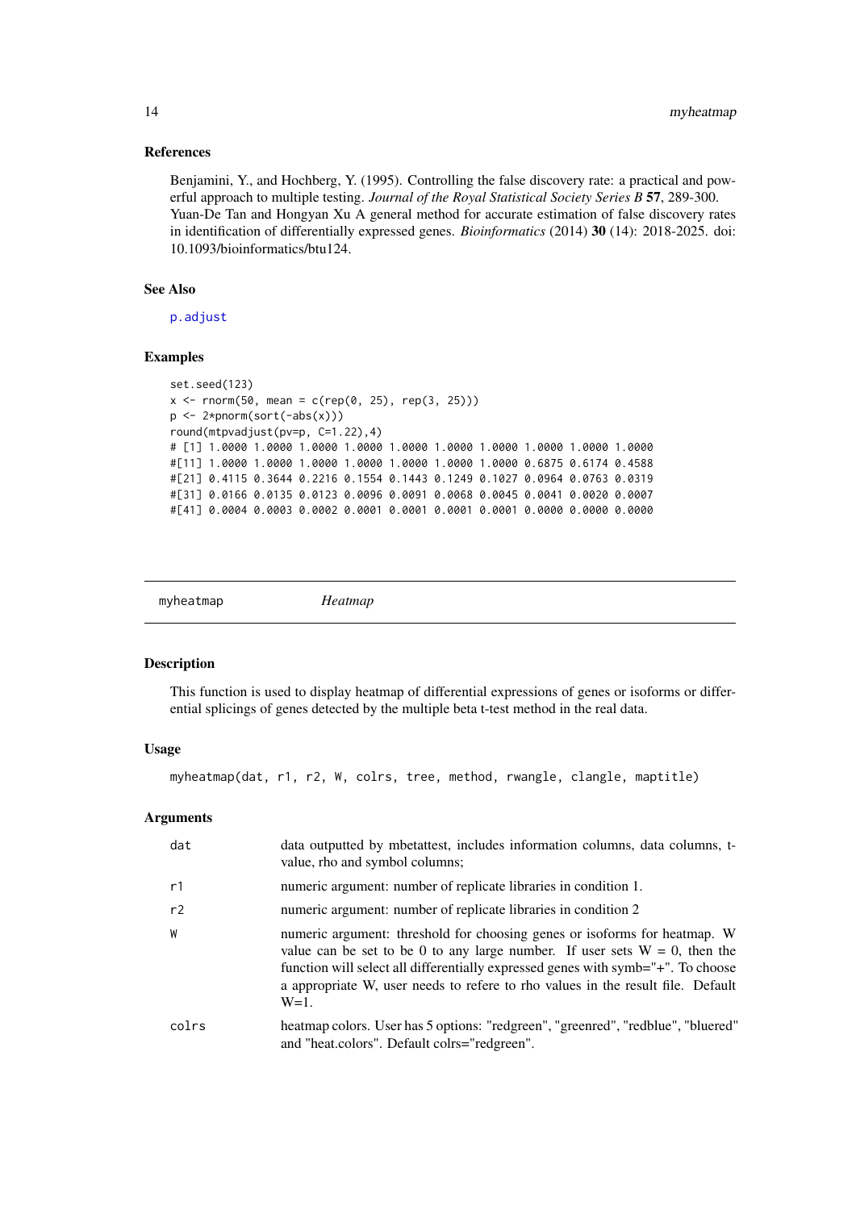## References

Benjamini, Y., and Hochberg, Y. (1995). Controlling the false discovery rate: a practical and powerful approach to multiple testing. *Journal of the Royal Statistical Society Series B* **57**, 289-300. Yuan-De Tan and Hongyan Xu A general method for accurate estimation of false discovery rates in identification of differentially expressed genes. *Bioinformatics* (2014) **30** (14): 2018-2025. doi: 10.1093/bioinformatics/btu124.

## See Also

`p.adjust`

## Examples

```
set.seed(123)
x <- rnorm(50, mean = c(rep(0, 25), rep(3, 25)))
p <- 2*pnorm(sort(-abs(x)))
round(mtpvadjust(pv=p, C=1.22),4)
# [1] 1.0000 1.0000 1.0000 1.0000 1.0000 1.0000 1.0000 1.0000 1.0000 1.0000
#[11] 1.0000 1.0000 1.0000 1.0000 1.0000 1.0000 1.0000 0.6875 0.6174 0.4588
#[21] 0.4115 0.3644 0.2216 0.1554 0.1443 0.1249 0.1027 0.0964 0.0763 0.0319
#[31] 0.0166 0.0135 0.0123 0.0096 0.0091 0.0068 0.0045 0.0041 0.0020 0.0007
#[41] 0.0004 0.0003 0.0002 0.0001 0.0001 0.0001 0.0001 0.0000 0.0000 0.0000
```

---

# myheatmap *Heatmap*

## Description

This function is used to display heatmap of differential expressions of genes or isoforms or differential splicings of genes detected by the multiple beta t-test method in the real data.

## Usage

```
myheatmap(dat, r1, r2, W, colrs, tree, method, rwangle, clangle, maptitle)
```

## Arguments

| | |
|---|---|
| `dat` | data outputted by mbetattest, includes information columns, data columns, t-value, rho and symbol columns; |
| `r1` | numeric argument: number of replicate libraries in condition 1. |
| `r2` | numeric argument: number of replicate libraries in condition 2 |
| `W` | numeric argument: threshold for choosing genes or isoforms for heatmap. W value can be set to be 0 to any large number. If user sets W = 0, then the function will select all differentially expressed genes with symb="+". To choose a appropriate W, user needs to refere to rho values in the result file. Default W=1. |
| `colrs` | heatmap colors. User has 5 options: "redgreen", "greenred", "redblue", "bluered" and "heat.colors". Default colrs="redgreen". |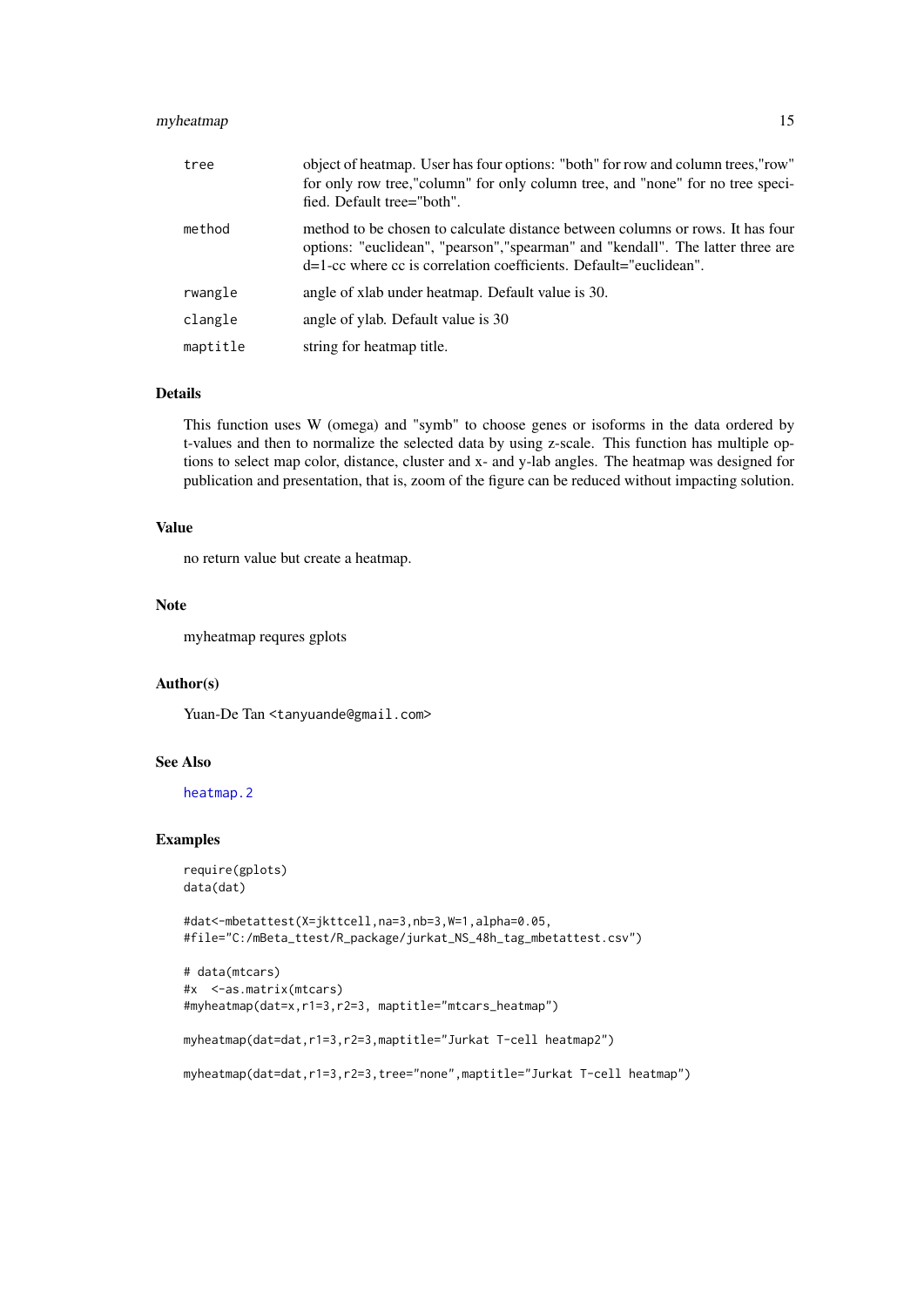| | |
|---|---|
| `tree` | object of heatmap. User has four options: "both" for row and column trees,"row" for only row tree,"column" for only column tree, and "none" for no tree specified. Default tree="both". |
| `method` | method to be chosen to calculate distance between columns or rows. It has four options: "euclidean", "pearson","spearman" and "kendall". The latter three are d=1-cc where cc is correlation coefficients. Default="euclidean". |
| `rwangle` | angle of xlab under heatmap. Default value is 30. |
| `clangle` | angle of ylab. Default value is 30 |
| `maptitle` | string for heatmap title. |

## Details

This function uses W (omega) and "symb" to choose genes or isoforms in the data ordered by t-values and then to normalize the selected data by using z-scale. This function has multiple options to select map color, distance, cluster and x- and y-lab angles. The heatmap was designed for publication and presentation, that is, zoom of the figure can be reduced without impacting solution.

## Value

no return value but create a heatmap.

## Note

myheatmap requres gplots

## Author(s)

Yuan-De Tan <tanyuande@gmail.com>

## See Also

heatmap.2

## Examples

```
require(gplots)
data(dat)

#dat<-mbetattest(X=jkttcell,na=3,nb=3,W=1,alpha=0.05,
#file="C:/mBeta_ttest/R_package/jurkat_NS_48h_tag_mbetattest.csv")

# data(mtcars)
#x  <-as.matrix(mtcars)
#myheatmap(dat=x,r1=3,r2=3, maptitle="mtcars_heatmap")

myheatmap(dat=dat,r1=3,r2=3,maptitle="Jurkat T-cell heatmap2")

myheatmap(dat=dat,r1=3,r2=3,tree="none",maptitle="Jurkat T-cell heatmap")
```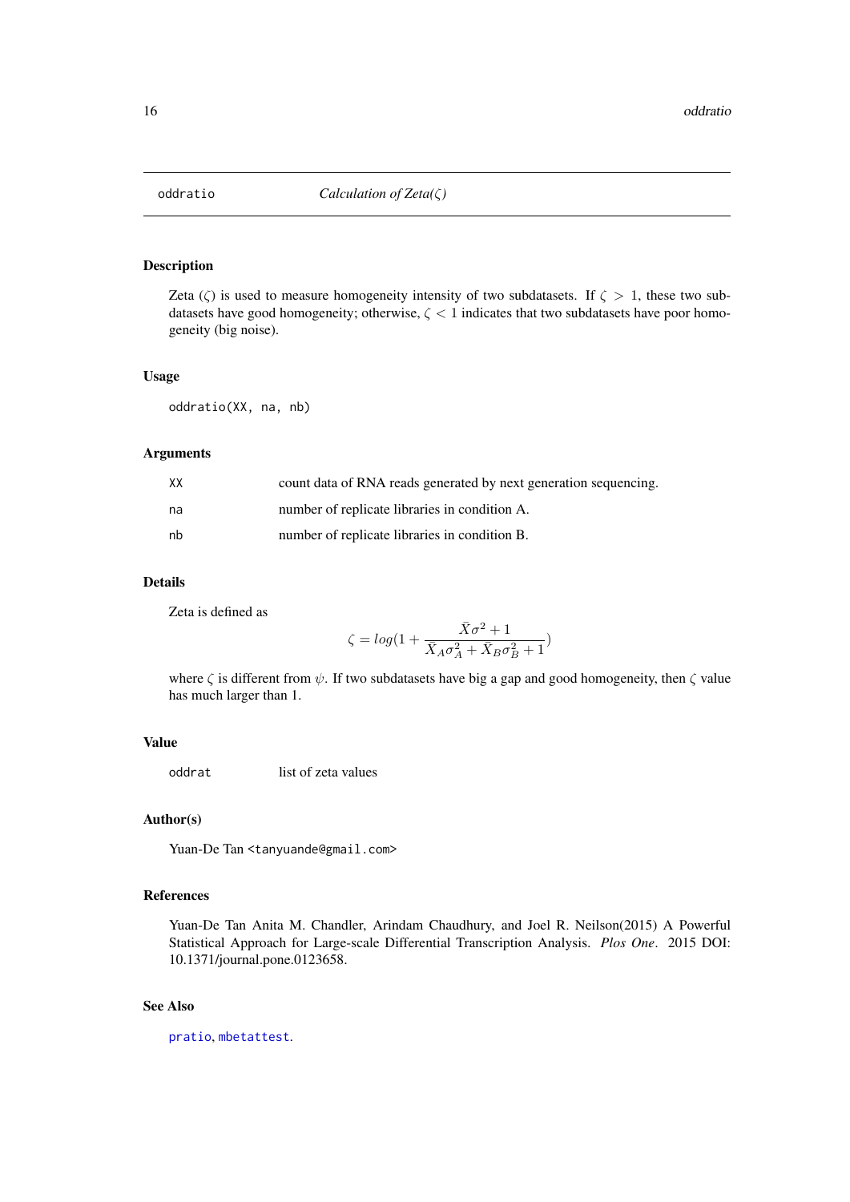oddratio    *Calculation of Zeta($\zeta$)*

## Description

Zeta ($\zeta$) is used to measure homogeneity intensity of two subdatasets. If $\zeta > 1$, these two subdatasets have good homogeneity; otherwise, $\zeta < 1$ indicates that two subdatasets have poor homogeneity (big noise).

## Usage

```
oddratio(XX, na, nb)
```

## Arguments

| | |
|---|---|
| XX | count data of RNA reads generated by next generation sequencing. |
| na | number of replicate libraries in condition A. |
| nb | number of replicate libraries in condition B. |

## Details

Zeta is defined as

$$\zeta = log(1 + \frac{\bar{X}\sigma^2 + 1}{\bar{X}_A\sigma_A^2 + \bar{X}_B\sigma_B^2 + 1})$$

where $\zeta$ is different from $\psi$. If two subdatasets have big a gap and good homogeneity, then $\zeta$ value has much larger than 1.

## Value

| | |
|---|---|
| oddrat | list of zeta values |

## Author(s)

Yuan-De Tan <tanyuande@gmail.com>

## References

Yuan-De Tan Anita M. Chandler, Arindam Chaudhury, and Joel R. Neilson(2015) A Powerful Statistical Approach for Large-scale Differential Transcription Analysis. *Plos One*. 2015 DOI: 10.1371/journal.pone.0123658.

## See Also

pratio, mbetattest.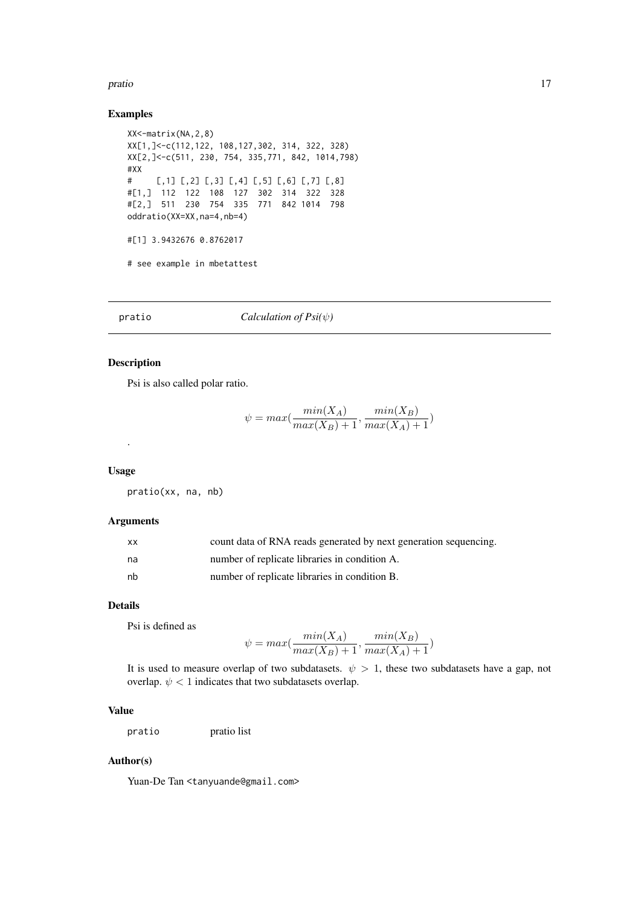### Examples

```
XX<-matrix(NA,2,8)
XX[1,]<-c(112,122, 108,127,302, 314, 322, 328)
XX[2,]<-c(511, 230, 754, 335,771, 842, 1014,798)
#XX
#     [,1] [,2] [,3] [,4] [,5] [,6] [,7] [,8]
#[1,]  112  122  108  127  302  314  322  328
#[2,]  511  230  754  335  771  842 1014  798
oddratio(XX=XX,na=4,nb=4)

#[1] 3.9432676 0.8762017

# see example in mbetattest
```

---

## pratio    *Calculation of Psi($\psi$)*

---

### Description

Psi is also called polar ratio.

$$\psi = max(\frac{min(X_A)}{max(X_B)+1}, \frac{min(X_B)}{max(X_A)+1})$$

.

### Usage

```
pratio(xx, na, nb)
```

### Arguments

| | |
|---|---|
| xx | count data of RNA reads generated by next generation sequencing. |
| na | number of replicate libraries in condition A. |
| nb | number of replicate libraries in condition B. |

### Details

Psi is defined as

$$\psi = max(\frac{min(X_A)}{max(X_B)+1}, \frac{min(X_B)}{max(X_A)+1})$$

It is used to measure overlap of two subdatasets. $\psi > 1$, these two subdatasets have a gap, not overlap. $\psi < 1$ indicates that two subdatasets overlap.

### Value

| | |
|---|---|
| pratio | pratio list |

### Author(s)

Yuan-De Tan <tanyuande@gmail.com>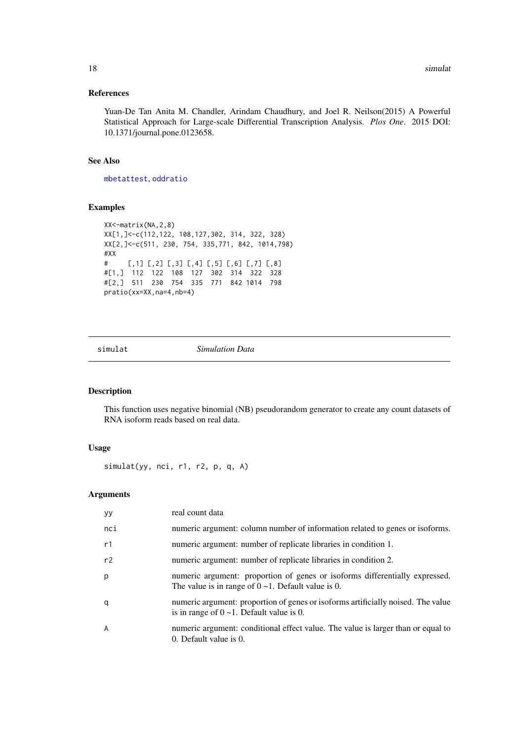## References

Yuan-De Tan Anita M. Chandler, Arindam Chaudhury, and Joel R. Neilson(2015) A Powerful Statistical Approach for Large-scale Differential Transcription Analysis. *Plos One*. 2015 DOI: 10.1371/journal.pone.0123658.

## See Also

mbetattest, oddratio

## Examples

```
XX<-matrix(NA,2,8)
XX[1,]<-c(112,122, 108,127,302, 314, 322, 328)
XX[2,]<-c(511, 230, 754, 335,771, 842, 1014,798)
#XX
#     [,1] [,2] [,3] [,4] [,5] [,6] [,7] [,8]
#[1,]  112  122  108  127  302  314  322  328
#[2,]  511  230  754  335  771  842 1014  798
pratio(xx=XX,na=4,nb=4)
```

---

# simulat    *Simulation Data*

## Description

This function uses negative binomial (NB) pseudorandom generator to create any count datasets of RNA isoform reads based on real data.

## Usage

```
simulat(yy, nci, r1, r2, p, q, A)
```

## Arguments

| | |
|---|---|
| yy | real count data |
| nci | numeric argument: column number of information related to genes or isoforms. |
| r1 | numeric argument: number of replicate libraries in condition 1. |
| r2 | numeric argument: number of replicate libraries in condition 2. |
| p | numeric argument: proportion of genes or isoforms differentially expressed. The value is in range of 0 ~1. Default value is 0. |
| q | numeric argument: proportion of genes or isoforms artificially noised. The value is in range of 0 ~1. Default value is 0. |
| A | numeric argument: conditional effect value. The value is larger than or equal to 0. Default value is 0. |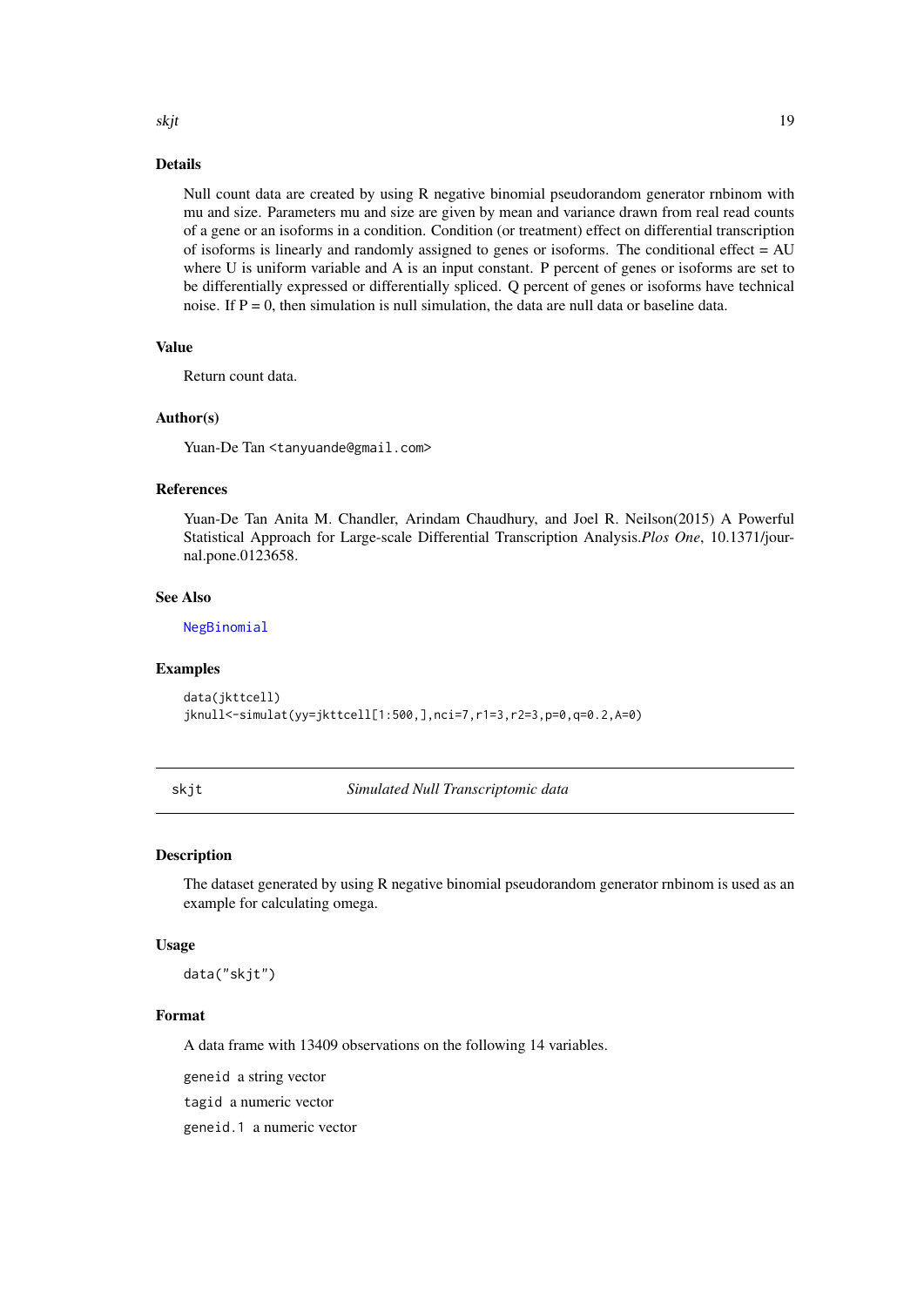## Details

Null count data are created by using R negative binomial pseudorandom generator rnbinom with mu and size. Parameters mu and size are given by mean and variance drawn from real read counts of a gene or an isoforms in a condition. Condition (or treatment) effect on differential transcription of isoforms is linearly and randomly assigned to genes or isoforms. The conditional effect = AU where U is uniform variable and A is an input constant. P percent of genes or isoforms are set to be differentially expressed or differentially spliced. Q percent of genes or isoforms have technical noise. If P = 0, then simulation is null simulation, the data are null data or baseline data.

## Value

Return count data.

## Author(s)

Yuan-De Tan <tanyuande@gmail.com>

## References

Yuan-De Tan Anita M. Chandler, Arindam Chaudhury, and Joel R. Neilson(2015) A Powerful Statistical Approach for Large-scale Differential Transcription Analysis.*Plos One*, 10.1371/journal.pone.0123658.

## See Also

NegBinomial

## Examples

```
data(jkttcell)
jknull<-simulat(yy=jkttcell[1:500,],nci=7,r1=3,r2=3,p=0,q=0.2,A=0)
```

---

# skjt — *Simulated Null Transcriptomic data*

## Description

The dataset generated by using R negative binomial pseudorandom generator rnbinom is used as an example for calculating omega.

## Usage

```
data("skjt")
```

## Format

A data frame with 13409 observations on the following 14 variables.

`geneid` a string vector

`tagid` a numeric vector

`geneid.1` a numeric vector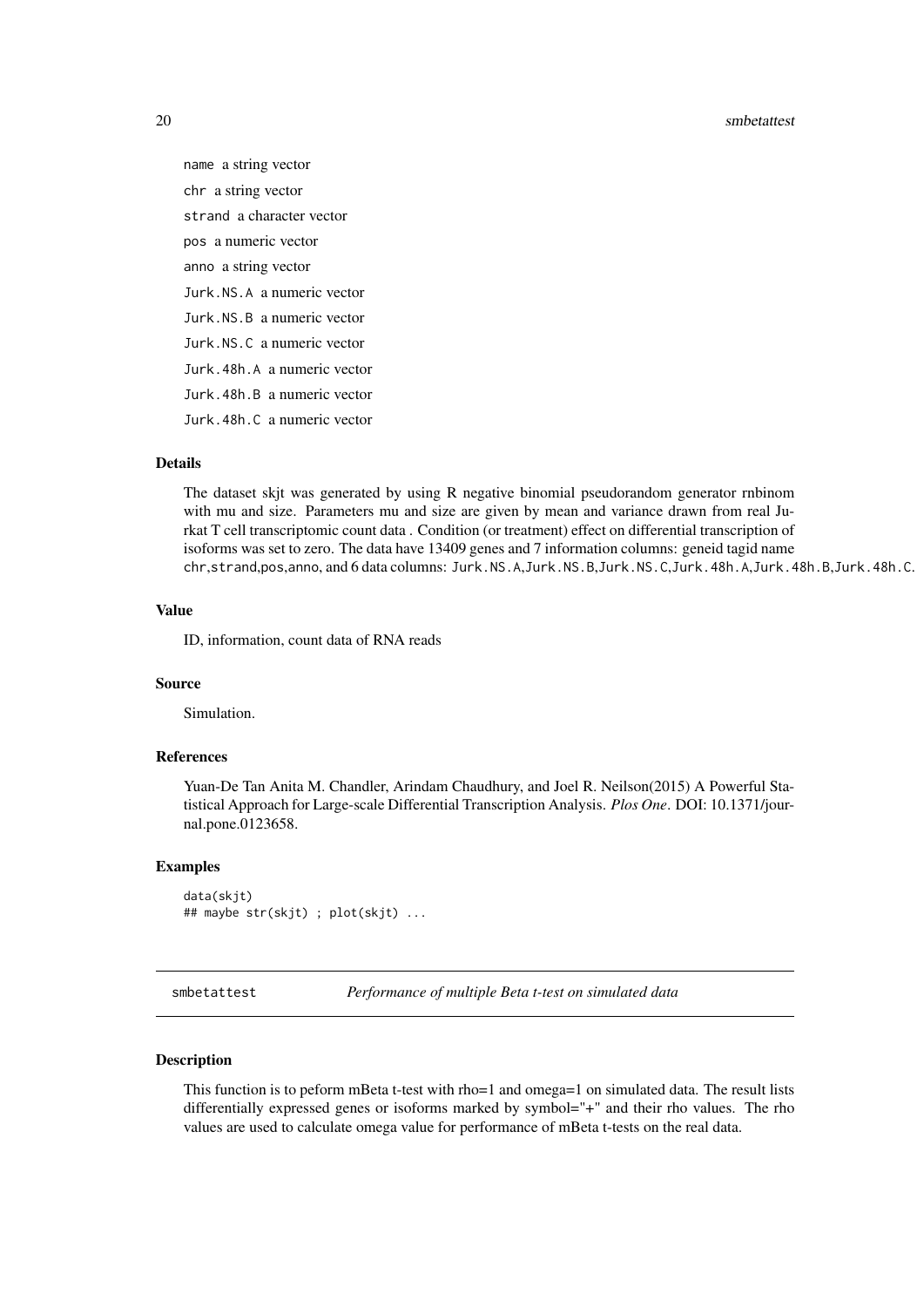`name` a string vector

`chr` a string vector

`strand` a character vector

`pos` a numeric vector

`anno` a string vector

`Jurk.NS.A` a numeric vector

`Jurk.NS.B` a numeric vector

`Jurk.NS.C` a numeric vector

`Jurk.48h.A` a numeric vector

`Jurk.48h.B` a numeric vector

`Jurk.48h.C` a numeric vector

### Details

The dataset skjt was generated by using R negative binomial pseudorandom generator rnbinom with mu and size. Parameters mu and size are given by mean and variance drawn from real Jurkat T cell transcriptomic count data . Condition (or treatment) effect on differential transcription of isoforms was set to zero. The data have 13409 genes and 7 information columns: geneid tagid name chr,strand,pos,anno, and 6 data columns: `Jurk.NS.A`,`Jurk.NS.B`,`Jurk.NS.C`,`Jurk.48h.A`,`Jurk.48h.B`,`Jurk.48h.C`.

### Value

ID, information, count data of RNA reads

### Source

Simulation.

### References

Yuan-De Tan Anita M. Chandler, Arindam Chaudhury, and Joel R. Neilson(2015) A Powerful Statistical Approach for Large-scale Differential Transcription Analysis. *Plos One*. DOI: 10.1371/journal.pone.0123658.

### Examples

```
data(skjt)
## maybe str(skjt) ; plot(skjt) ...
```

---

## smbetattest — *Performance of multiple Beta t-test on simulated data*

---

### Description

This function is to peform mBeta t-test with rho=1 and omega=1 on simulated data. The result lists differentially expressed genes or isoforms marked by symbol="+" and their rho values. The rho values are used to calculate omega value for performance of mBeta t-tests on the real data.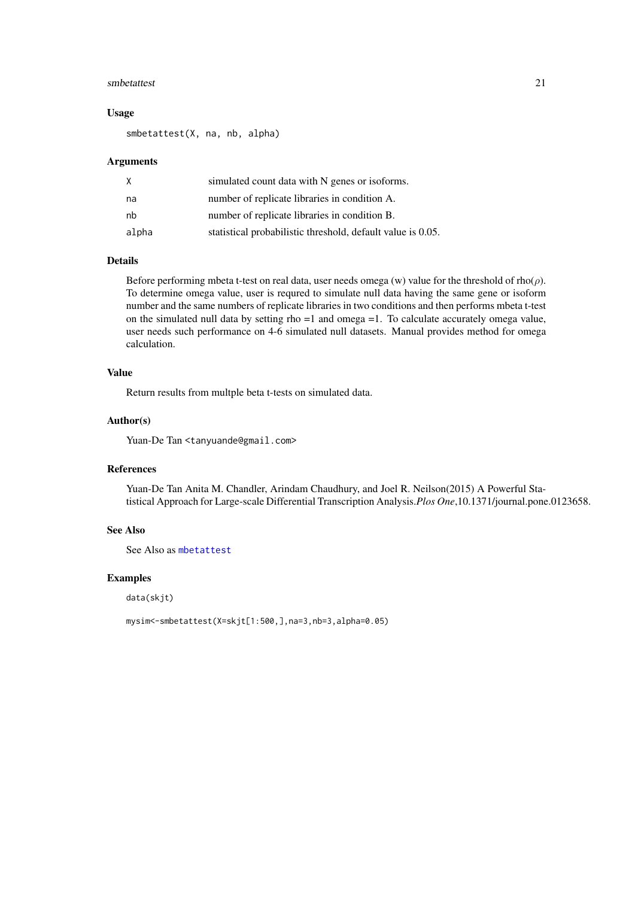## Usage

```
smbetattest(X, na, nb, alpha)
```

## Arguments

| | |
|---|---|
| X | simulated count data with N genes or isoforms. |
| na | number of replicate libraries in condition A. |
| nb | number of replicate libraries in condition B. |
| alpha | statistical probabilistic threshold, default value is 0.05. |

## Details

Before performing mbeta t-test on real data, user needs omega (w) value for the threshold of rho($\rho$). To determine omega value, user is requred to simulate null data having the same gene or isoform number and the same numbers of replicate libraries in two conditions and then performs mbeta t-test on the simulated null data by setting rho =1 and omega =1. To calculate accurately omega value, user needs such performance on 4-6 simulated null datasets. Manual provides method for omega calculation.

## Value

Return results from multple beta t-tests on simulated data.

## Author(s)

Yuan-De Tan <tanyuande@gmail.com>

## References

Yuan-De Tan Anita M. Chandler, Arindam Chaudhury, and Joel R. Neilson(2015) A Powerful Statistical Approach for Large-scale Differential Transcription Analysis.*Plos One*,10.1371/journal.pone.0123658.

## See Also

See Also as mbetattest

## Examples

```
data(skjt)

mysim<-smbetattest(X=skjt[1:500,],na=3,nb=3,alpha=0.05)
```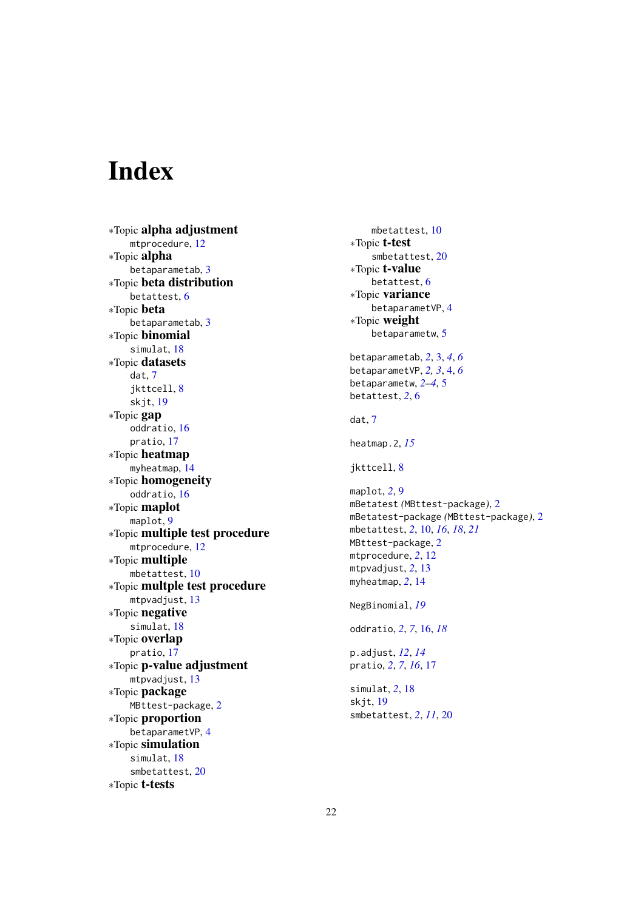# Index

*Topic **alpha adjustment**
  mtprocedure, 12
*Topic **alpha**
  betaparametab, 3
*Topic **beta distribution**
  betattest, 6
*Topic **beta**
  betaparametab, 3
*Topic **binomial**
  simulat, 18
*Topic **datasets**
  dat, 7
  jkttcell, 8
  skjt, 19
*Topic **gap**
  oddratio, 16
  pratio, 17
*Topic **heatmap**
  myheatmap, 14
*Topic **homogeneity**
  oddratio, 16
*Topic **maplot**
  maplot, 9
*Topic **multiple test procedure**
  mtprocedure, 12
*Topic **multiple**
  mbetattest, 10
*Topic **multple test procedure**
  mtpvadjust, 13
*Topic **negative**
  simulat, 18
*Topic **overlap**
  pratio, 17
*Topic **p-value adjustment**
  mtpvadjust, 13
*Topic **package**
  MBttest-package, 2
*Topic **proportion**
  betaparametVP, 4
*Topic **simulation**
  simulat, 18
  smbetattest, 20
*Topic **t-tests**
  mbetattest, 10
*Topic **t-test**
  smbetattest, 20
*Topic **t-value**
  betattest, 6
*Topic **variance**
  betaparametVP, 4
*Topic **weight**
  betaparametw, 5

betaparametab, *2*, 3, *4*, *6*
betaparametVP, *2*, *3*, 4, *6*
betaparametw, *2–4*, 5
betattest, *2*, 6

dat, 7

heatmap.2, *15*

jkttcell, 8

maplot, *2*, 9
mBetatest *(MBttest-package)*, 2
mBetatest-package *(MBttest-package)*, 2
mbetattest, *2*, 10, *16*, *18*, *21*
MBttest-package, 2
mtprocedure, *2*, 12
mtpvadjust, *2*, 13
myheatmap, *2*, 14

NegBinomial, *19*

oddratio, *2*, *7*, 16, *18*

p.adjust, *12*, *14*
pratio, *2*, *7*, *16*, 17

simulat, *2*, 18
skjt, 19
smbetattest, *2*, *11*, 20